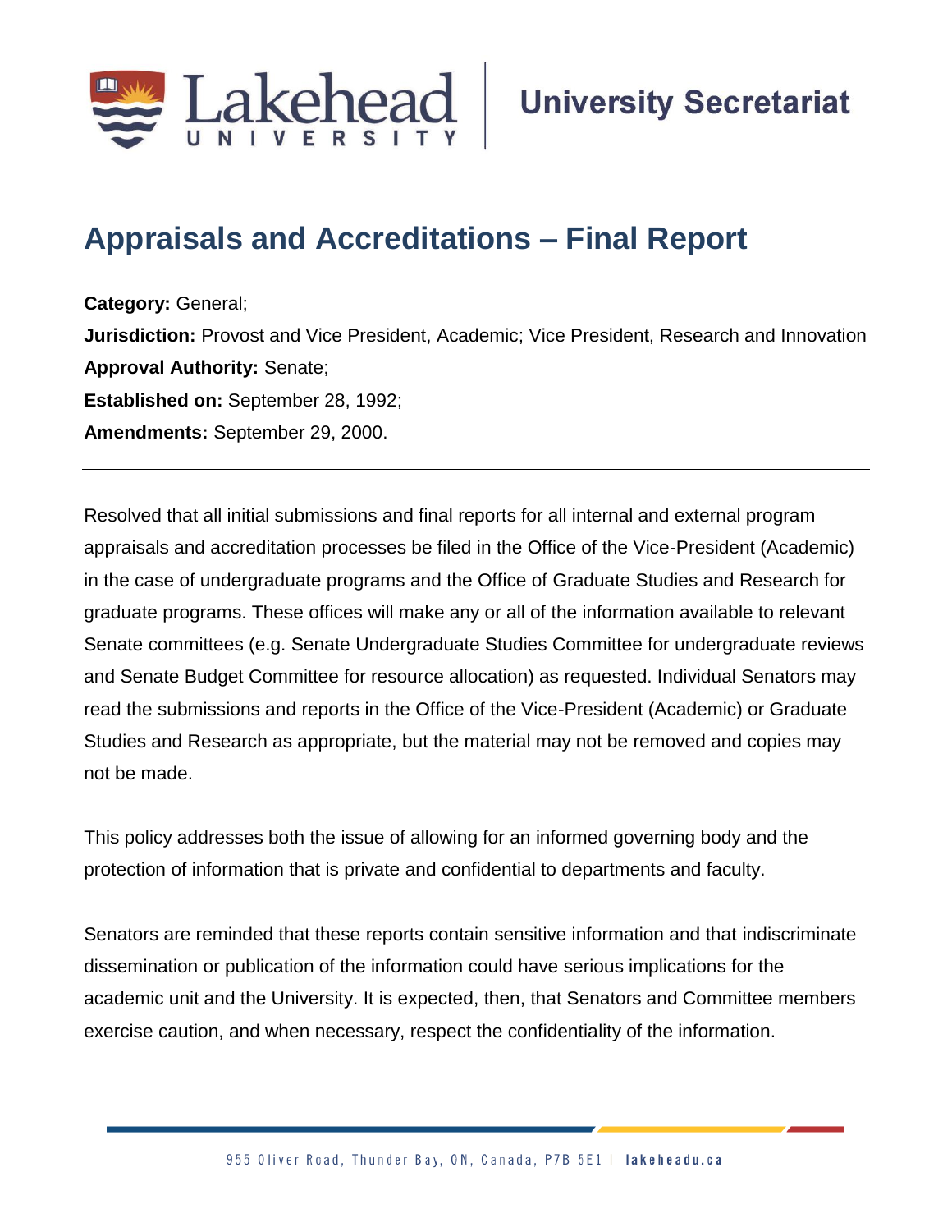# Appraisals and Accreditations – Final Report

**Category:** General;
**Jurisdiction:** Provost and Vice President, Academic; Vice President, Research and Innovation
**Approval Authority:** Senate;
**Established on:** September 28, 1992;
**Amendments:** September 29, 2000.

---

Resolved that all initial submissions and final reports for all internal and external program appraisals and accreditation processes be filed in the Office of the Vice-President (Academic) in the case of undergraduate programs and the Office of Graduate Studies and Research for graduate programs. These offices will make any or all of the information available to relevant Senate committees (e.g. Senate Undergraduate Studies Committee for undergraduate reviews and Senate Budget Committee for resource allocation) as requested. Individual Senators may read the submissions and reports in the Office of the Vice-President (Academic) or Graduate Studies and Research as appropriate, but the material may not be removed and copies may not be made.

This policy addresses both the issue of allowing for an informed governing body and the protection of information that is private and confidential to departments and faculty.

Senators are reminded that these reports contain sensitive information and that indiscriminate dissemination or publication of the information could have serious implications for the academic unit and the University. It is expected, then, that Senators and Committee members exercise caution, and when necessary, respect the confidentiality of the information.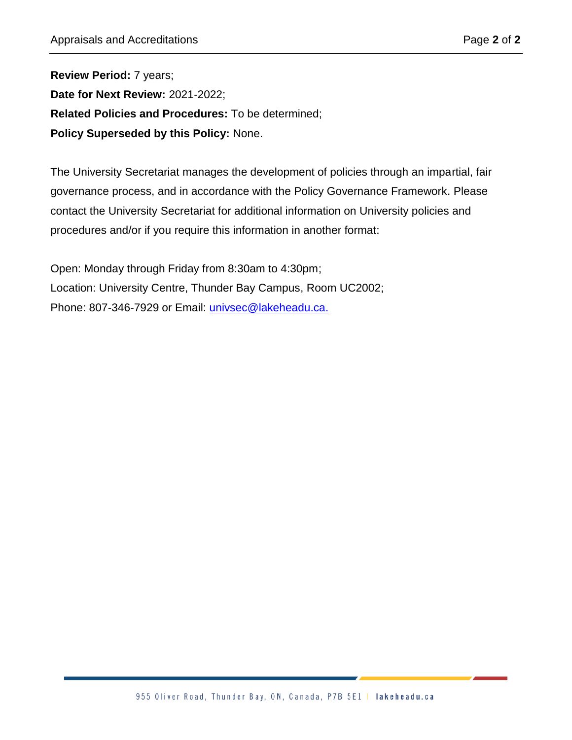**Review Period:** 7 years;
**Date for Next Review:** 2021-2022;
**Related Policies and Procedures:** To be determined;
**Policy Superseded by this Policy:** None.

The University Secretariat manages the development of policies through an impartial, fair governance process, and in accordance with the Policy Governance Framework. Please contact the University Secretariat for additional information on University policies and procedures and/or if you require this information in another format:

Open: Monday through Friday from 8:30am to 4:30pm;
Location: University Centre, Thunder Bay Campus, Room UC2002;
Phone: 807-346-7929 or Email: univsec@lakeheadu.ca.